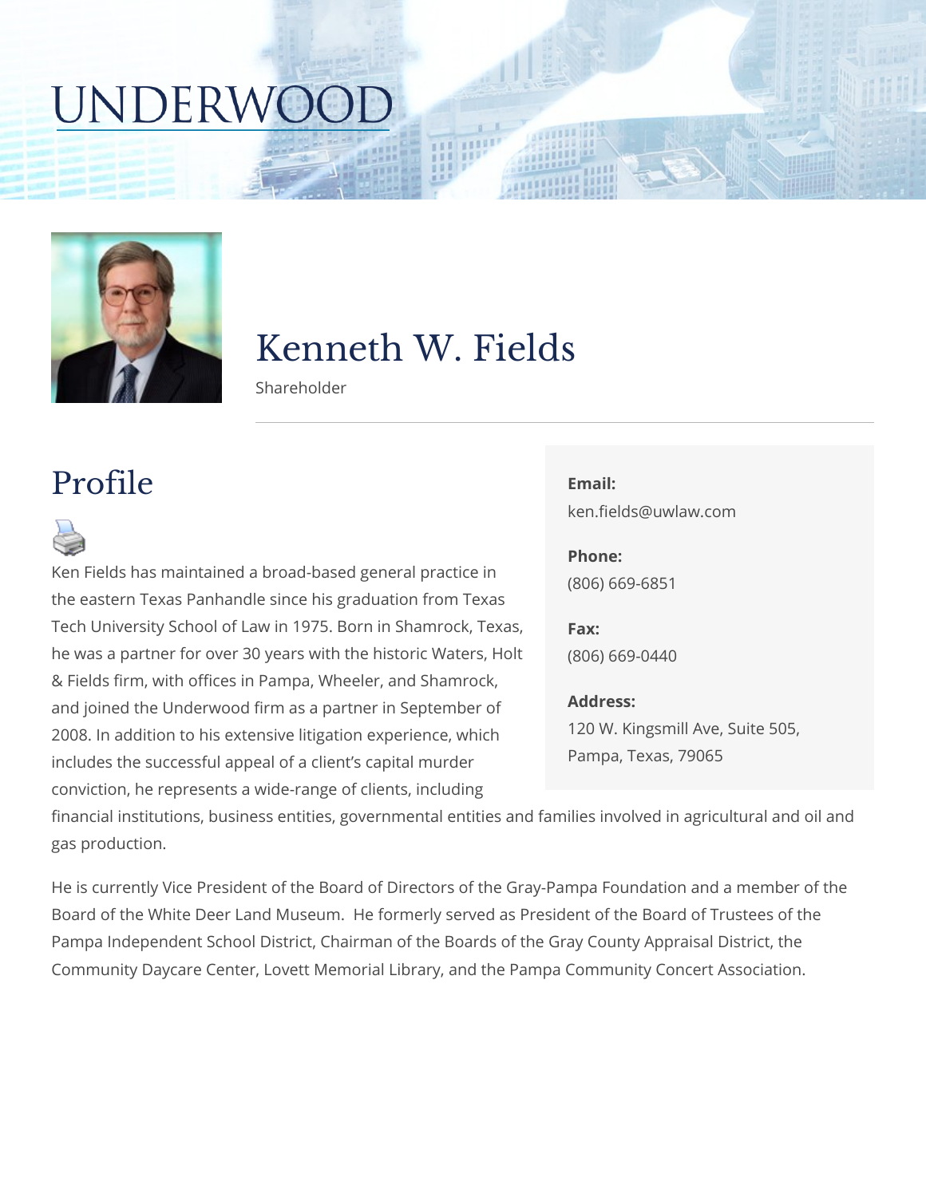# UNDERWOOD

# Kenneth W. Fields

Shareholder

## Profile

Ken Fields has maintained a broad-based general practice in the eastern Texas Panhandle since his graduation from Texas Tech University School of Law in 1975. Born in Shamrock, Texas, he was a partner for over 30 years with the historic Waters, Holt & Fields firm, with offices in Pampa, Wheeler, and Shamrock, and joined the Underwood firm as a partner in September of 2008. In addition to his extensive litigation experience, which includes the successful appeal of a client's capital murder conviction, he represents a wide-range of clients, including financial institutions, business entities, governmental entities and families involved in agricultural and oil and gas production.

He is currently Vice President of the Board of Directors of the Gray-Pampa Foundation and a member of the Board of the White Deer Land Museum. He formerly served as President of the Board of Trustees of the Pampa Independent School District, Chairman of the Boards of the Gray County Appraisal District, the Community Daycare Center, Lovett Memorial Library, and the Pampa Community Concert Association.

**Email:**
ken.fields@uwlaw.com

**Phone:**
(806) 669-6851

**Fax:**
(806) 669-0440

**Address:**
120 W. Kingsmill Ave, Suite 505,
Pampa, Texas, 79065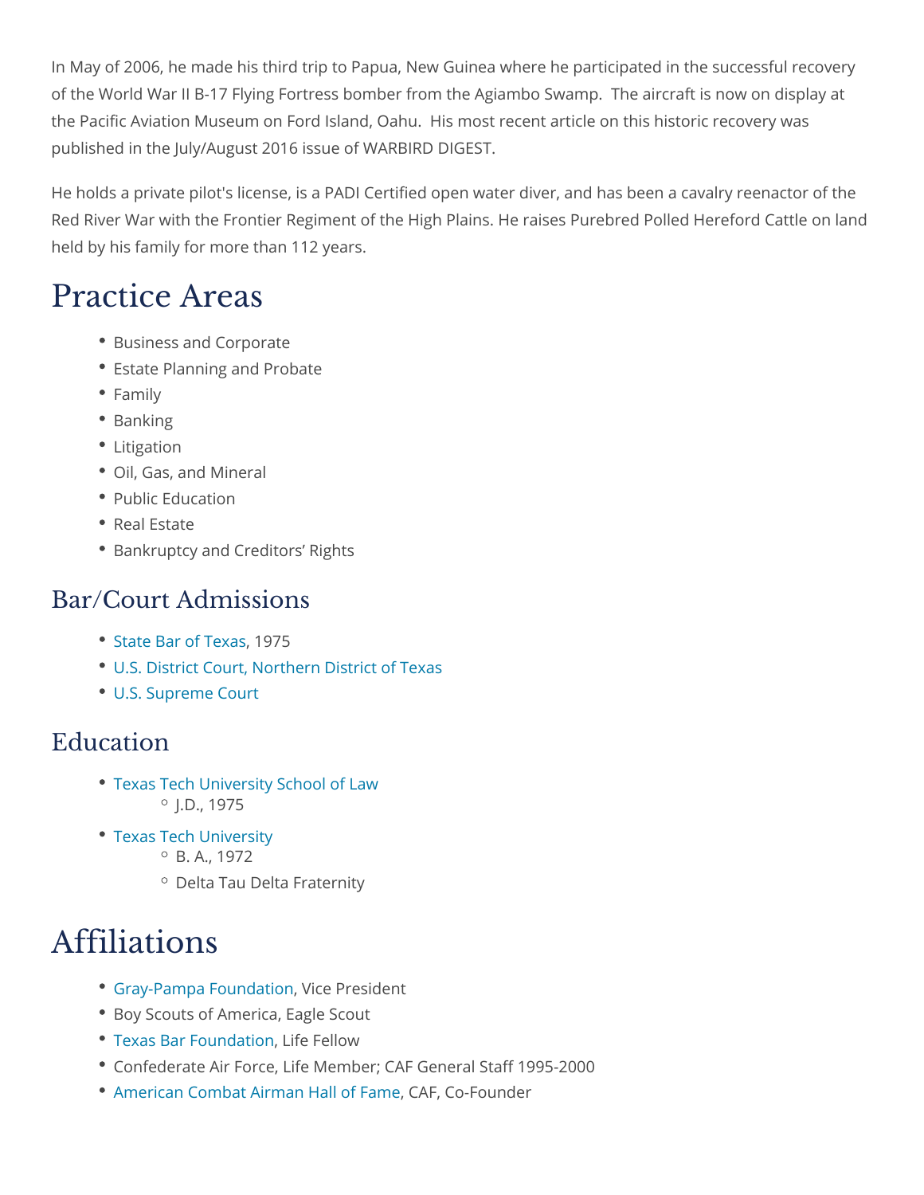In May of 2006, he made his third trip to Papua, New Guinea where he participated in the successful recovery of the World War II B-17 Flying Fortress bomber from the Agiambo Swamp. The aircraft is now on display at the Pacific Aviation Museum on Ford Island, Oahu. His most recent article on this historic recovery was published in the July/August 2016 issue of WARBIRD DIGEST.

He holds a private pilot's license, is a PADI Certified open water diver, and has been a cavalry reenactor of the Red River War with the Frontier Regiment of the High Plains. He raises Purebred Polled Hereford Cattle on land held by his family for more than 112 years.

# Practice Areas

- Business and Corporate
- Estate Planning and Probate
- Family
- Banking
- Litigation
- Oil, Gas, and Mineral
- Public Education
- Real Estate
- Bankruptcy and Creditors' Rights

## Bar/Court Admissions

- State Bar of Texas, 1975
- U.S. District Court, Northern District of Texas
- U.S. Supreme Court

## Education

- Texas Tech University School of Law
  - J.D., 1975
- Texas Tech University
  - B. A., 1972
  - Delta Tau Delta Fraternity

# Affiliations

- Gray-Pampa Foundation, Vice President
- Boy Scouts of America, Eagle Scout
- Texas Bar Foundation, Life Fellow
- Confederate Air Force, Life Member; CAF General Staff 1995-2000
- American Combat Airman Hall of Fame, CAF, Co-Founder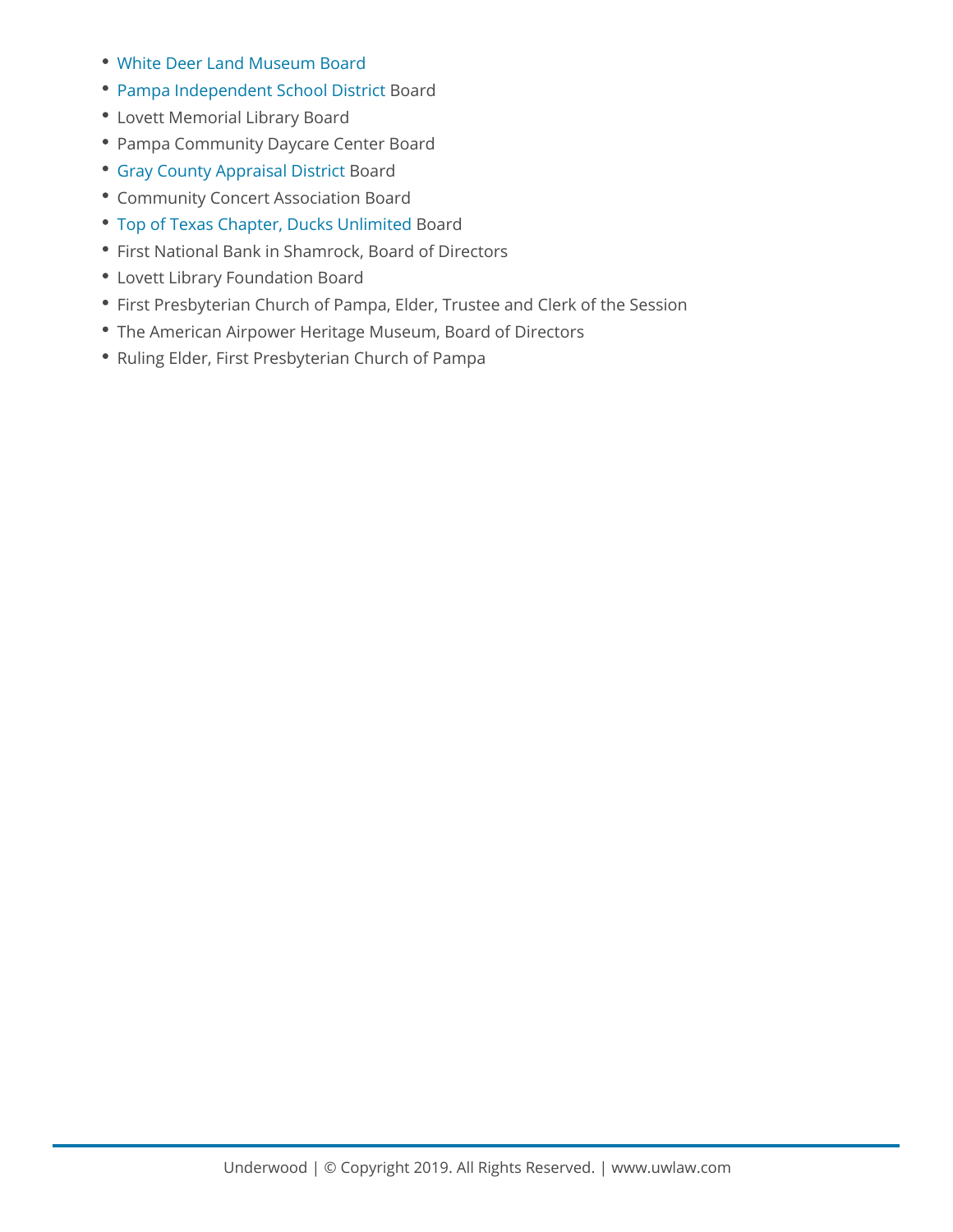- White Deer Land Museum Board
- Pampa Independent School District Board
- Lovett Memorial Library Board
- Pampa Community Daycare Center Board
- Gray County Appraisal District Board
- Community Concert Association Board
- Top of Texas Chapter, Ducks Unlimited Board
- First National Bank in Shamrock, Board of Directors
- Lovett Library Foundation Board
- First Presbyterian Church of Pampa, Elder, Trustee and Clerk of the Session
- The American Airpower Heritage Museum, Board of Directors
- Ruling Elder, First Presbyterian Church of Pampa